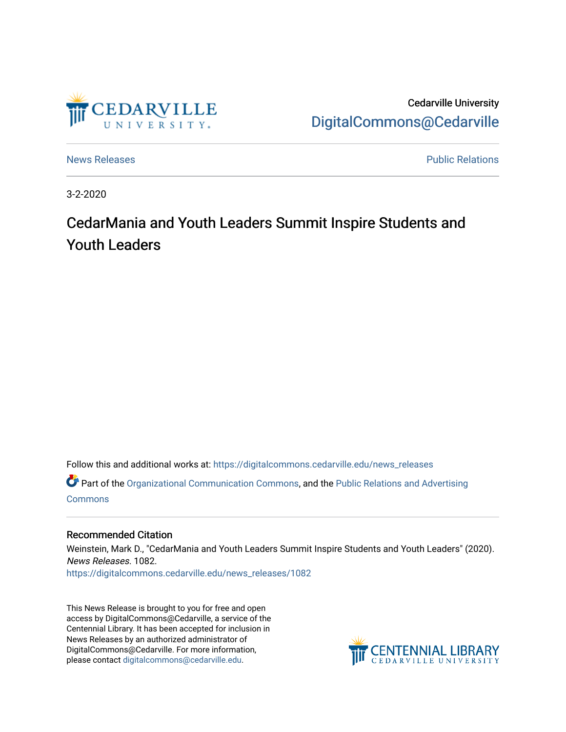Cedarville University
DigitalCommons@Cedarville

News Releases

Public Relations

3-2-2020

# CedarMania and Youth Leaders Summit Inspire Students and Youth Leaders

Follow this and additional works at: https://digitalcommons.cedarville.edu/news_releases

Part of the Organizational Communication Commons, and the Public Relations and Advertising Commons

## Recommended Citation

Weinstein, Mark D., "CedarMania and Youth Leaders Summit Inspire Students and Youth Leaders" (2020). *News Releases*. 1082.
https://digitalcommons.cedarville.edu/news_releases/1082

This News Release is brought to you for free and open access by DigitalCommons@Cedarville, a service of the Centennial Library. It has been accepted for inclusion in News Releases by an authorized administrator of DigitalCommons@Cedarville. For more information, please contact digitalcommons@cedarville.edu.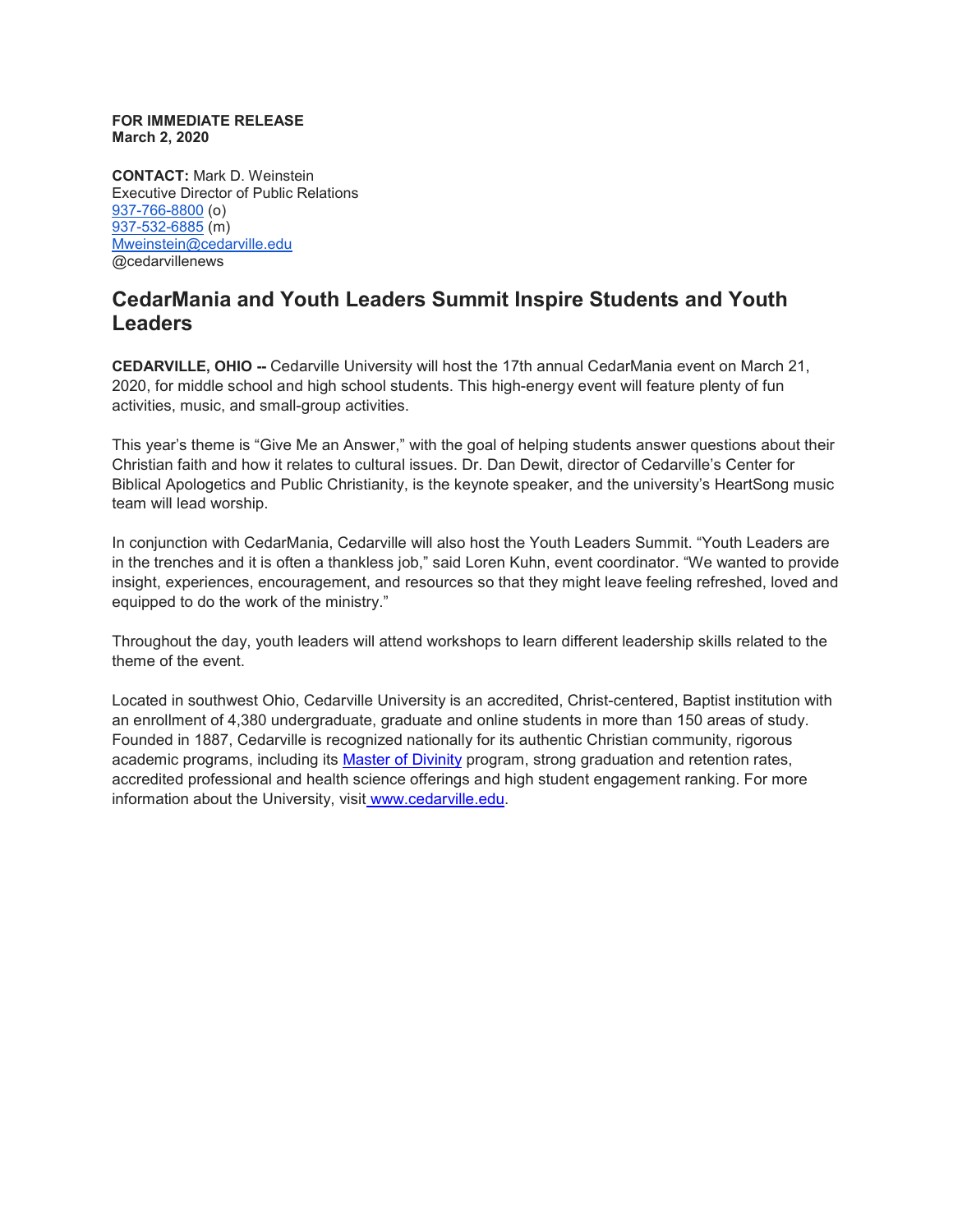**FOR IMMEDIATE RELEASE**
**March 2, 2020**

**CONTACT:** Mark D. Weinstein
Executive Director of Public Relations
937-766-8800 (o)
937-532-6885 (m)
Mweinstein@cedarville.edu
@cedarvillenews

## CedarMania and Youth Leaders Summit Inspire Students and Youth Leaders

**CEDARVILLE, OHIO --** Cedarville University will host the 17th annual CedarMania event on March 21, 2020, for middle school and high school students. This high-energy event will feature plenty of fun activities, music, and small-group activities.

This year's theme is "Give Me an Answer," with the goal of helping students answer questions about their Christian faith and how it relates to cultural issues. Dr. Dan Dewit, director of Cedarville's Center for Biblical Apologetics and Public Christianity, is the keynote speaker, and the university's HeartSong music team will lead worship.

In conjunction with CedarMania, Cedarville will also host the Youth Leaders Summit. "Youth Leaders are in the trenches and it is often a thankless job," said Loren Kuhn, event coordinator. "We wanted to provide insight, experiences, encouragement, and resources so that they might leave feeling refreshed, loved and equipped to do the work of the ministry."

Throughout the day, youth leaders will attend workshops to learn different leadership skills related to the theme of the event.

Located in southwest Ohio, Cedarville University is an accredited, Christ-centered, Baptist institution with an enrollment of 4,380 undergraduate, graduate and online students in more than 150 areas of study. Founded in 1887, Cedarville is recognized nationally for its authentic Christian community, rigorous academic programs, including its Master of Divinity program, strong graduation and retention rates, accredited professional and health science offerings and high student engagement ranking. For more information about the University, visit www.cedarville.edu.